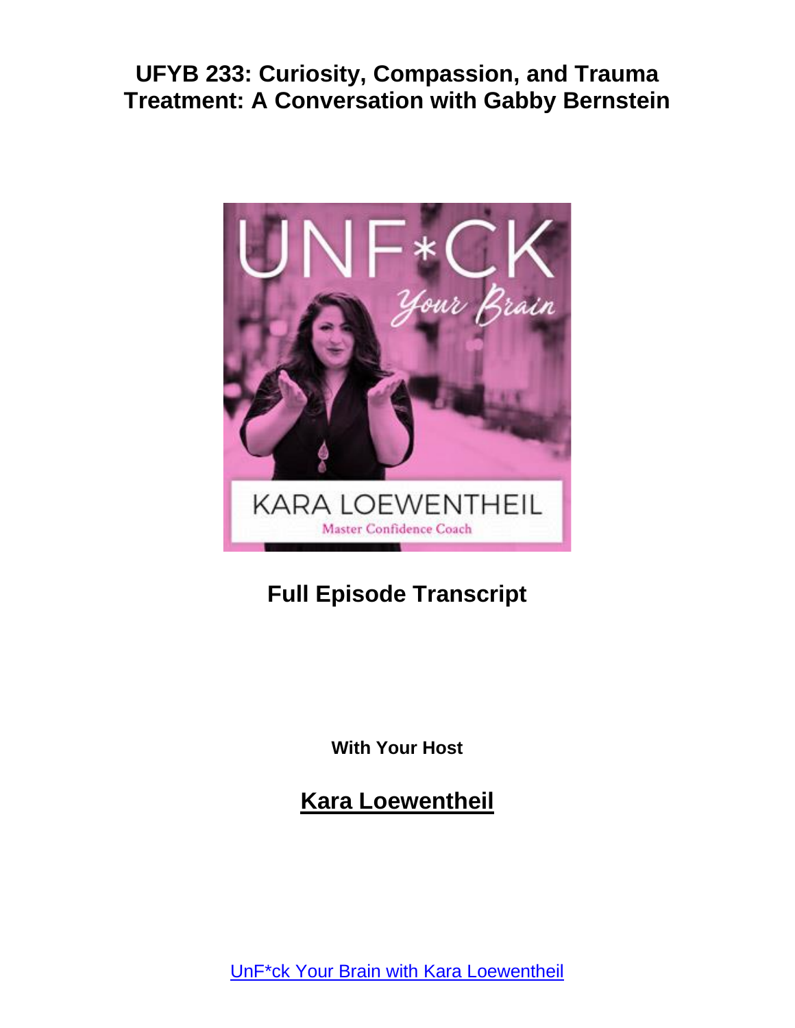# UFYB 233: Curiosity, Compassion, and Trauma Treatment: A Conversation with Gabby Bernstein

**Full Episode Transcript**

**With Your Host**

**Kara Loewentheil**

UnF*ck Your Brain with Kara Loewentheil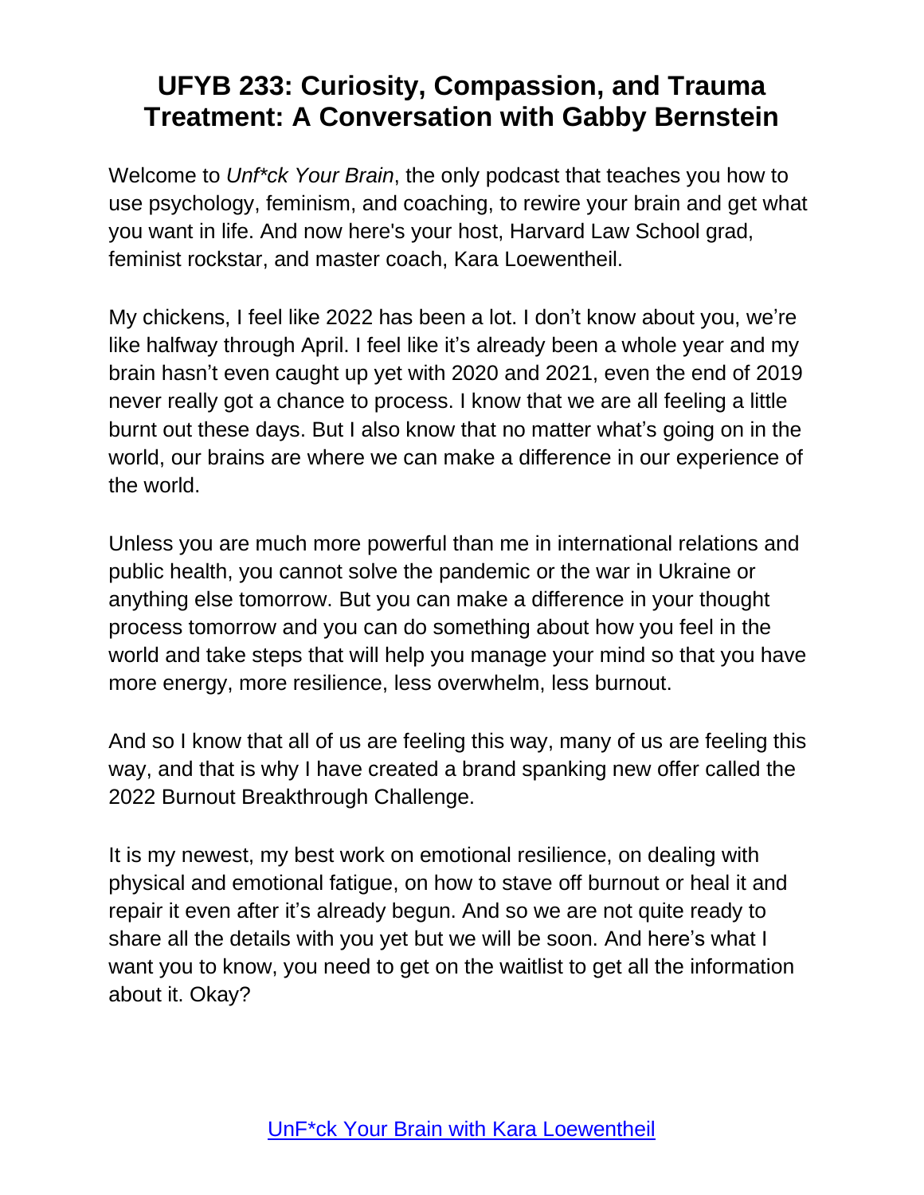# UFYB 233: Curiosity, Compassion, and Trauma Treatment: A Conversation with Gabby Bernstein

Welcome to *Unf*ck Your Brain*, the only podcast that teaches you how to use psychology, feminism, and coaching, to rewire your brain and get what you want in life. And now here's your host, Harvard Law School grad, feminist rockstar, and master coach, Kara Loewentheil.

My chickens, I feel like 2022 has been a lot. I don't know about you, we're like halfway through April. I feel like it's already been a whole year and my brain hasn't even caught up yet with 2020 and 2021, even the end of 2019 never really got a chance to process. I know that we are all feeling a little burnt out these days. But I also know that no matter what's going on in the world, our brains are where we can make a difference in our experience of the world.

Unless you are much more powerful than me in international relations and public health, you cannot solve the pandemic or the war in Ukraine or anything else tomorrow. But you can make a difference in your thought process tomorrow and you can do something about how you feel in the world and take steps that will help you manage your mind so that you have more energy, more resilience, less overwhelm, less burnout.

And so I know that all of us are feeling this way, many of us are feeling this way, and that is why I have created a brand spanking new offer called the 2022 Burnout Breakthrough Challenge.

It is my newest, my best work on emotional resilience, on dealing with physical and emotional fatigue, on how to stave off burnout or heal it and repair it even after it's already begun. And so we are not quite ready to share all the details with you yet but we will be soon. And here's what I want you to know, you need to get on the waitlist to get all the information about it. Okay?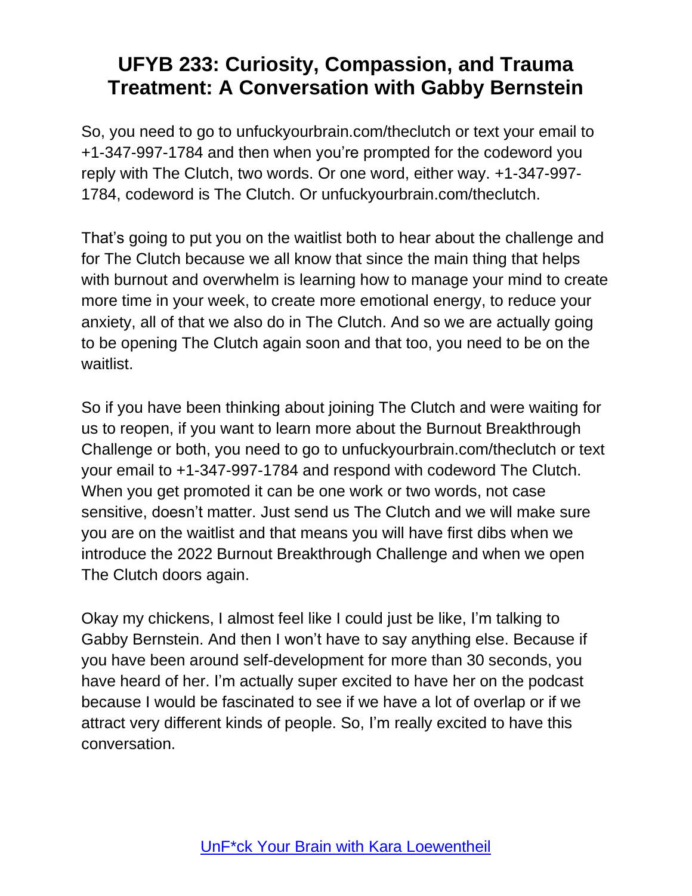# UFYB 233: Curiosity, Compassion, and Trauma Treatment: A Conversation with Gabby Bernstein

So, you need to go to unfuckyourbrain.com/theclutch or text your email to +1-347-997-1784 and then when you're prompted for the codeword you reply with The Clutch, two words. Or one word, either way. +1-347-997-1784, codeword is The Clutch. Or unfuckyourbrain.com/theclutch.

That's going to put you on the waitlist both to hear about the challenge and for The Clutch because we all know that since the main thing that helps with burnout and overwhelm is learning how to manage your mind to create more time in your week, to create more emotional energy, to reduce your anxiety, all of that we also do in The Clutch. And so we are actually going to be opening The Clutch again soon and that too, you need to be on the waitlist.

So if you have been thinking about joining The Clutch and were waiting for us to reopen, if you want to learn more about the Burnout Breakthrough Challenge or both, you need to go to unfuckyourbrain.com/theclutch or text your email to +1-347-997-1784 and respond with codeword The Clutch. When you get promoted it can be one work or two words, not case sensitive, doesn't matter. Just send us The Clutch and we will make sure you are on the waitlist and that means you will have first dibs when we introduce the 2022 Burnout Breakthrough Challenge and when we open The Clutch doors again.

Okay my chickens, I almost feel like I could just be like, I'm talking to Gabby Bernstein. And then I won't have to say anything else. Because if you have been around self-development for more than 30 seconds, you have heard of her. I'm actually super excited to have her on the podcast because I would be fascinated to see if we have a lot of overlap or if we attract very different kinds of people. So, I'm really excited to have this conversation.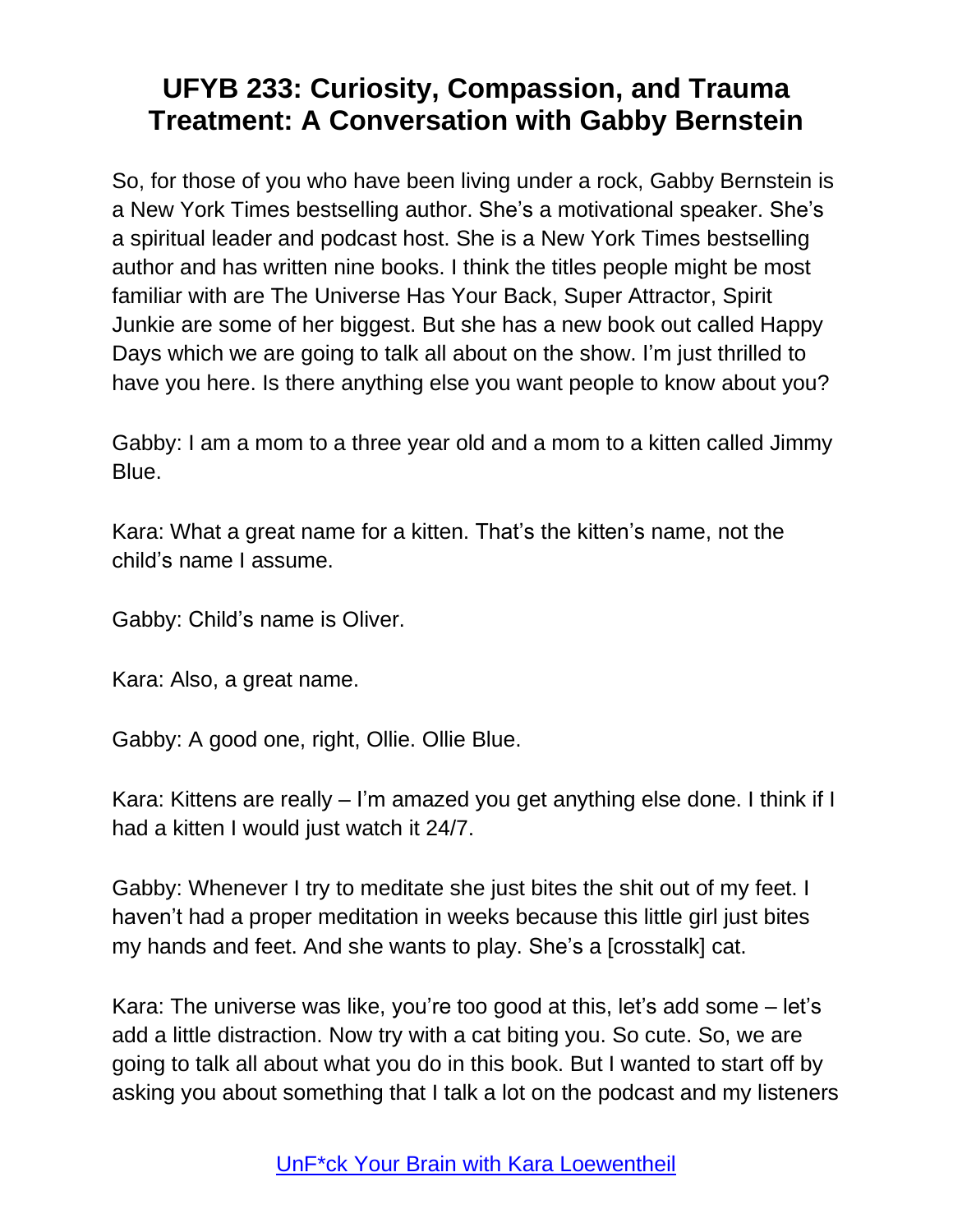# UFYB 233: Curiosity, Compassion, and Trauma Treatment: A Conversation with Gabby Bernstein

So, for those of you who have been living under a rock, Gabby Bernstein is a New York Times bestselling author. She's a motivational speaker. She's a spiritual leader and podcast host. She is a New York Times bestselling author and has written nine books. I think the titles people might be most familiar with are The Universe Has Your Back, Super Attractor, Spirit Junkie are some of her biggest. But she has a new book out called Happy Days which we are going to talk all about on the show. I'm just thrilled to have you here. Is there anything else you want people to know about you?

Gabby: I am a mom to a three year old and a mom to a kitten called Jimmy Blue.

Kara: What a great name for a kitten. That's the kitten's name, not the child's name I assume.

Gabby: Child's name is Oliver.

Kara: Also, a great name.

Gabby: A good one, right, Ollie. Ollie Blue.

Kara: Kittens are really – I'm amazed you get anything else done. I think if I had a kitten I would just watch it 24/7.

Gabby: Whenever I try to meditate she just bites the shit out of my feet. I haven't had a proper meditation in weeks because this little girl just bites my hands and feet. And she wants to play. She's a [crosstalk] cat.

Kara: The universe was like, you're too good at this, let's add some – let's add a little distraction. Now try with a cat biting you. So cute. So, we are going to talk all about what you do in this book. But I wanted to start off by asking you about something that I talk a lot on the podcast and my listeners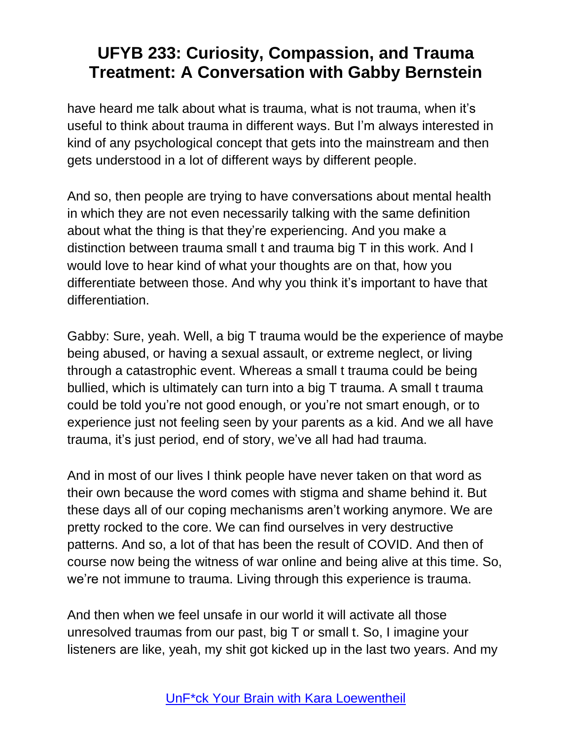have heard me talk about what is trauma, what is not trauma, when it's useful to think about trauma in different ways. But I'm always interested in kind of any psychological concept that gets into the mainstream and then gets understood in a lot of different ways by different people.

And so, then people are trying to have conversations about mental health in which they are not even necessarily talking with the same definition about what the thing is that they're experiencing. And you make a distinction between trauma small t and trauma big T in this work. And I would love to hear kind of what your thoughts are on that, how you differentiate between those. And why you think it's important to have that differentiation.

Gabby: Sure, yeah. Well, a big T trauma would be the experience of maybe being abused, or having a sexual assault, or extreme neglect, or living through a catastrophic event. Whereas a small t trauma could be being bullied, which is ultimately can turn into a big T trauma. A small t trauma could be told you're not good enough, or you're not smart enough, or to experience just not feeling seen by your parents as a kid. And we all have trauma, it's just period, end of story, we've all had had trauma.

And in most of our lives I think people have never taken on that word as their own because the word comes with stigma and shame behind it. But these days all of our coping mechanisms aren't working anymore. We are pretty rocked to the core. We can find ourselves in very destructive patterns. And so, a lot of that has been the result of COVID. And then of course now being the witness of war online and being alive at this time. So, we're not immune to trauma. Living through this experience is trauma.

And then when we feel unsafe in our world it will activate all those unresolved traumas from our past, big T or small t. So, I imagine your listeners are like, yeah, my shit got kicked up in the last two years. And my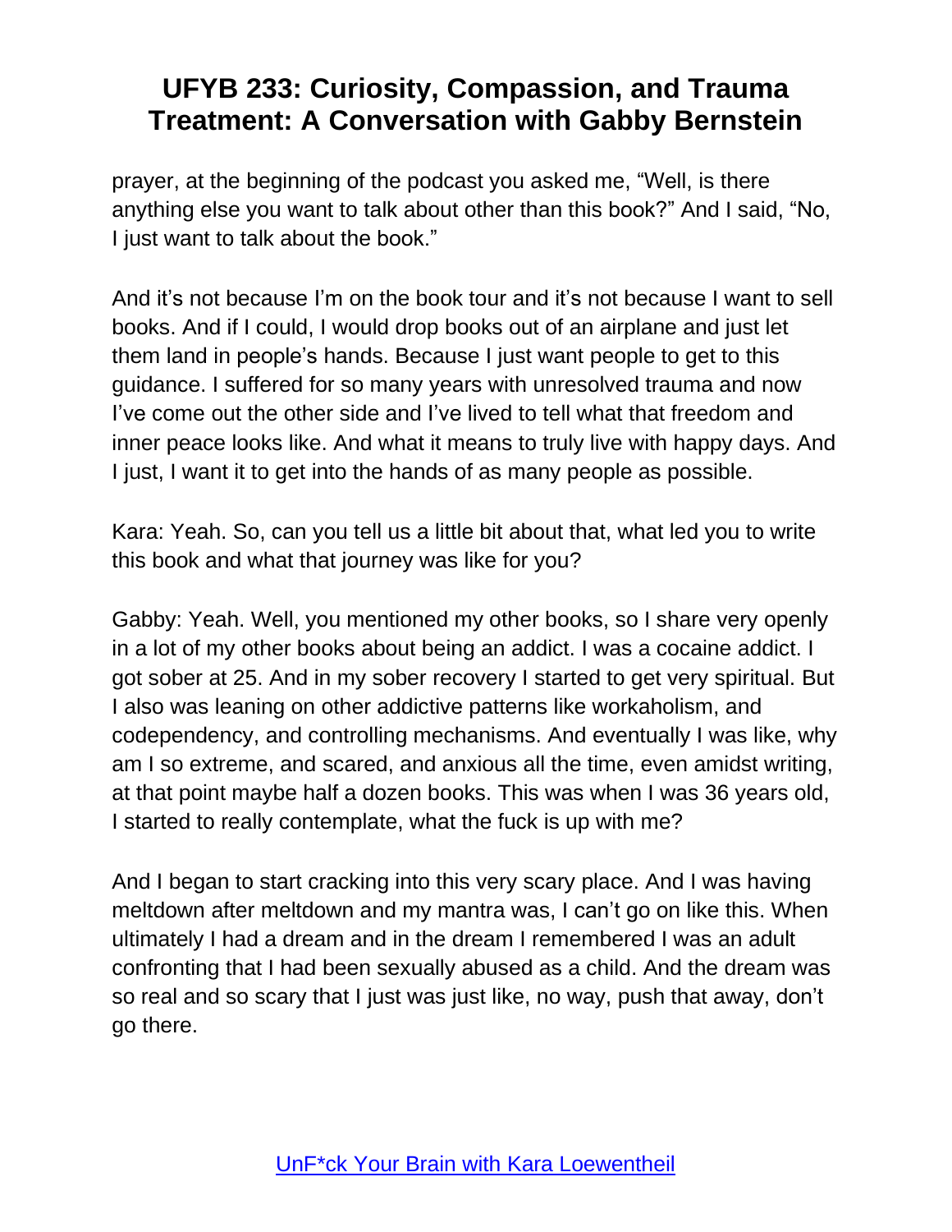prayer, at the beginning of the podcast you asked me, “Well, is there anything else you want to talk about other than this book?” And I said, “No, I just want to talk about the book.”

And it’s not because I’m on the book tour and it’s not because I want to sell books. And if I could, I would drop books out of an airplane and just let them land in people’s hands. Because I just want people to get to this guidance. I suffered for so many years with unresolved trauma and now I’ve come out the other side and I’ve lived to tell what that freedom and inner peace looks like. And what it means to truly live with happy days. And I just, I want it to get into the hands of as many people as possible.

Kara: Yeah. So, can you tell us a little bit about that, what led you to write this book and what that journey was like for you?

Gabby: Yeah. Well, you mentioned my other books, so I share very openly in a lot of my other books about being an addict. I was a cocaine addict. I got sober at 25. And in my sober recovery I started to get very spiritual. But I also was leaning on other addictive patterns like workaholism, and codependency, and controlling mechanisms. And eventually I was like, why am I so extreme, and scared, and anxious all the time, even amidst writing, at that point maybe half a dozen books. This was when I was 36 years old, I started to really contemplate, what the fuck is up with me?

And I began to start cracking into this very scary place. And I was having meltdown after meltdown and my mantra was, I can’t go on like this. When ultimately I had a dream and in the dream I remembered I was an adult confronting that I had been sexually abused as a child. And the dream was so real and so scary that I just was just like, no way, push that away, don’t go there.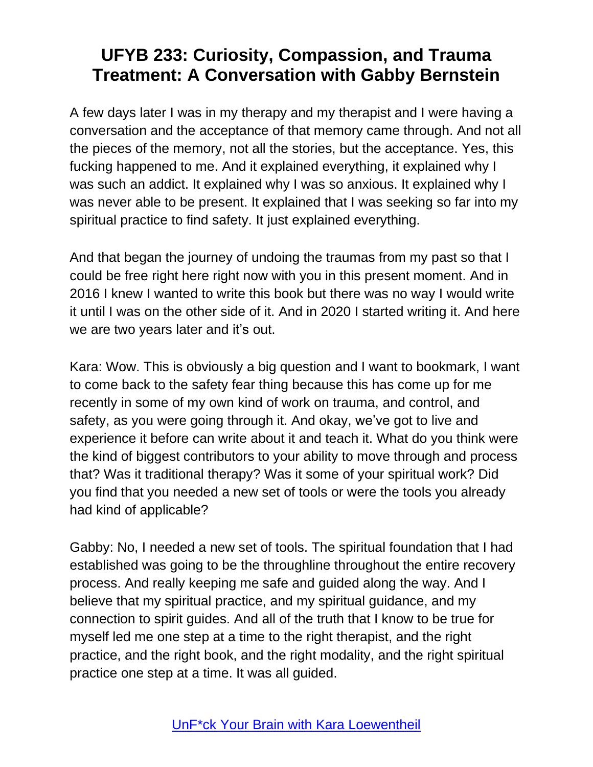A few days later I was in my therapy and my therapist and I were having a conversation and the acceptance of that memory came through. And not all the pieces of the memory, not all the stories, but the acceptance. Yes, this fucking happened to me. And it explained everything, it explained why I was such an addict. It explained why I was so anxious. It explained why I was never able to be present. It explained that I was seeking so far into my spiritual practice to find safety. It just explained everything.

And that began the journey of undoing the traumas from my past so that I could be free right here right now with you in this present moment. And in 2016 I knew I wanted to write this book but there was no way I would write it until I was on the other side of it. And in 2020 I started writing it. And here we are two years later and it's out.

Kara: Wow. This is obviously a big question and I want to bookmark, I want to come back to the safety fear thing because this has come up for me recently in some of my own kind of work on trauma, and control, and safety, as you were going through it. And okay, we've got to live and experience it before can write about it and teach it. What do you think were the kind of biggest contributors to your ability to move through and process that? Was it traditional therapy? Was it some of your spiritual work? Did you find that you needed a new set of tools or were the tools you already had kind of applicable?

Gabby: No, I needed a new set of tools. The spiritual foundation that I had established was going to be the throughline throughout the entire recovery process. And really keeping me safe and guided along the way. And I believe that my spiritual practice, and my spiritual guidance, and my connection to spirit guides. And all of the truth that I know to be true for myself led me one step at a time to the right therapist, and the right practice, and the right book, and the right modality, and the right spiritual practice one step at a time. It was all guided.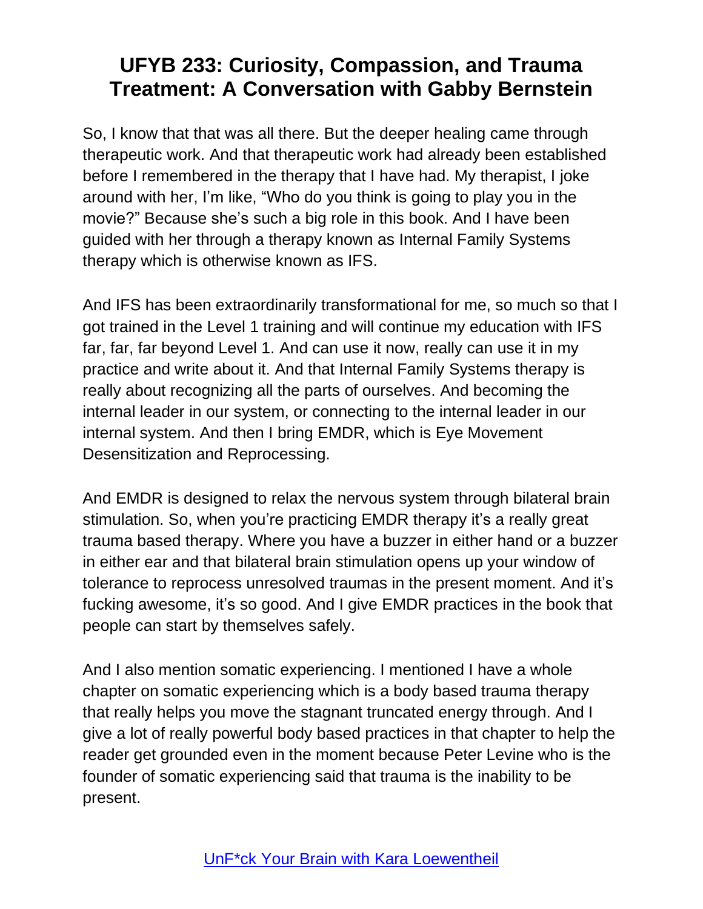So, I know that that was all there. But the deeper healing came through therapeutic work. And that therapeutic work had already been established before I remembered in the therapy that I have had. My therapist, I joke around with her, I'm like, "Who do you think is going to play you in the movie?" Because she's such a big role in this book. And I have been guided with her through a therapy known as Internal Family Systems therapy which is otherwise known as IFS.

And IFS has been extraordinarily transformational for me, so much so that I got trained in the Level 1 training and will continue my education with IFS far, far, far beyond Level 1. And can use it now, really can use it in my practice and write about it. And that Internal Family Systems therapy is really about recognizing all the parts of ourselves. And becoming the internal leader in our system, or connecting to the internal leader in our internal system. And then I bring EMDR, which is Eye Movement Desensitization and Reprocessing.

And EMDR is designed to relax the nervous system through bilateral brain stimulation. So, when you're practicing EMDR therapy it's a really great trauma based therapy. Where you have a buzzer in either hand or a buzzer in either ear and that bilateral brain stimulation opens up your window of tolerance to reprocess unresolved traumas in the present moment. And it's fucking awesome, it's so good. And I give EMDR practices in the book that people can start by themselves safely.

And I also mention somatic experiencing. I mentioned I have a whole chapter on somatic experiencing which is a body based trauma therapy that really helps you move the stagnant truncated energy through. And I give a lot of really powerful body based practices in that chapter to help the reader get grounded even in the moment because Peter Levine who is the founder of somatic experiencing said that trauma is the inability to be present.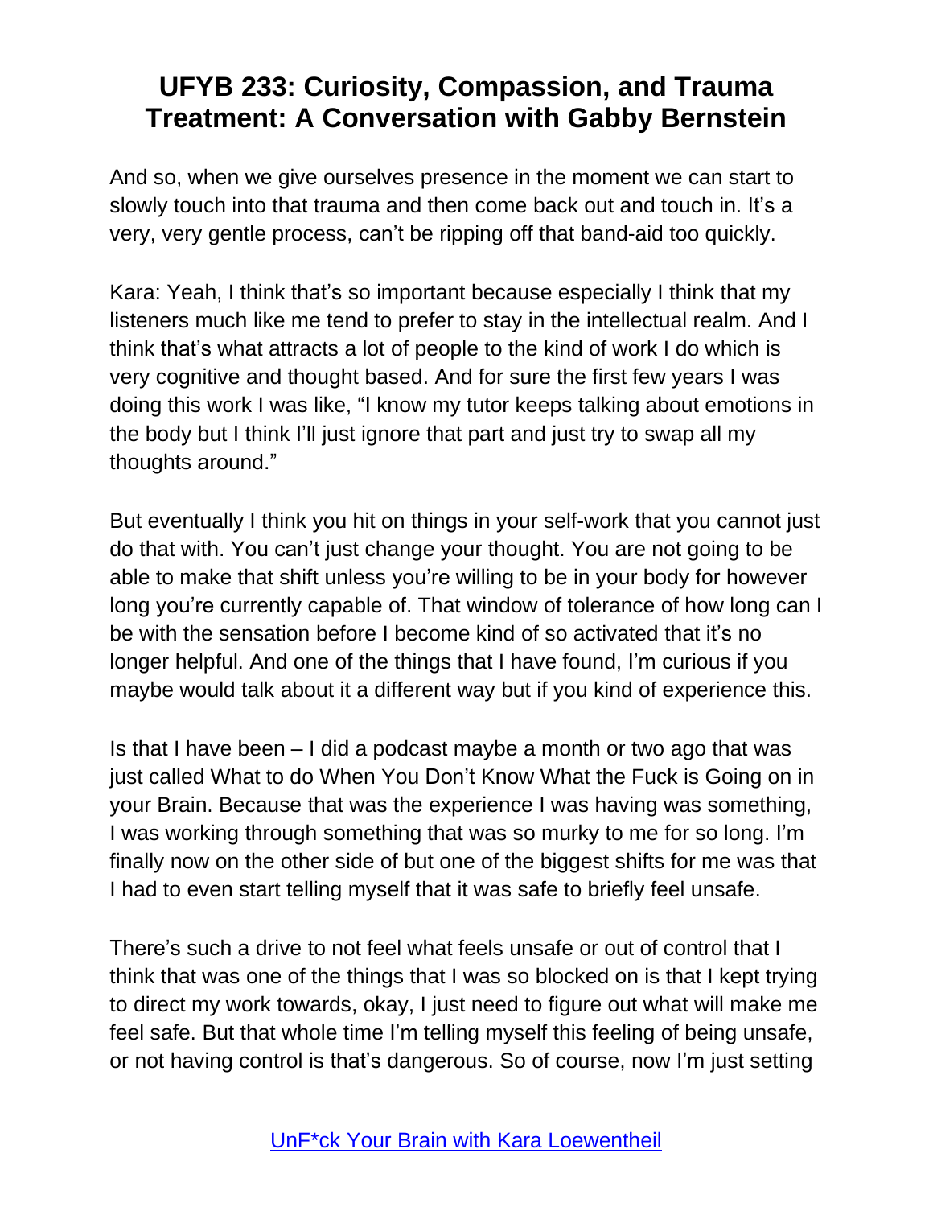And so, when we give ourselves presence in the moment we can start to slowly touch into that trauma and then come back out and touch in. It's a very, very gentle process, can't be ripping off that band-aid too quickly.

Kara: Yeah, I think that's so important because especially I think that my listeners much like me tend to prefer to stay in the intellectual realm. And I think that's what attracts a lot of people to the kind of work I do which is very cognitive and thought based. And for sure the first few years I was doing this work I was like, "I know my tutor keeps talking about emotions in the body but I think I'll just ignore that part and just try to swap all my thoughts around."

But eventually I think you hit on things in your self-work that you cannot just do that with. You can't just change your thought. You are not going to be able to make that shift unless you're willing to be in your body for however long you're currently capable of. That window of tolerance of how long can I be with the sensation before I become kind of so activated that it's no longer helpful. And one of the things that I have found, I'm curious if you maybe would talk about it a different way but if you kind of experience this.

Is that I have been – I did a podcast maybe a month or two ago that was just called What to do When You Don't Know What the Fuck is Going on in your Brain. Because that was the experience I was having was something, I was working through something that was so murky to me for so long. I'm finally now on the other side of but one of the biggest shifts for me was that I had to even start telling myself that it was safe to briefly feel unsafe.

There's such a drive to not feel what feels unsafe or out of control that I think that was one of the things that I was so blocked on is that I kept trying to direct my work towards, okay, I just need to figure out what will make me feel safe. But that whole time I'm telling myself this feeling of being unsafe, or not having control is that's dangerous. So of course, now I'm just setting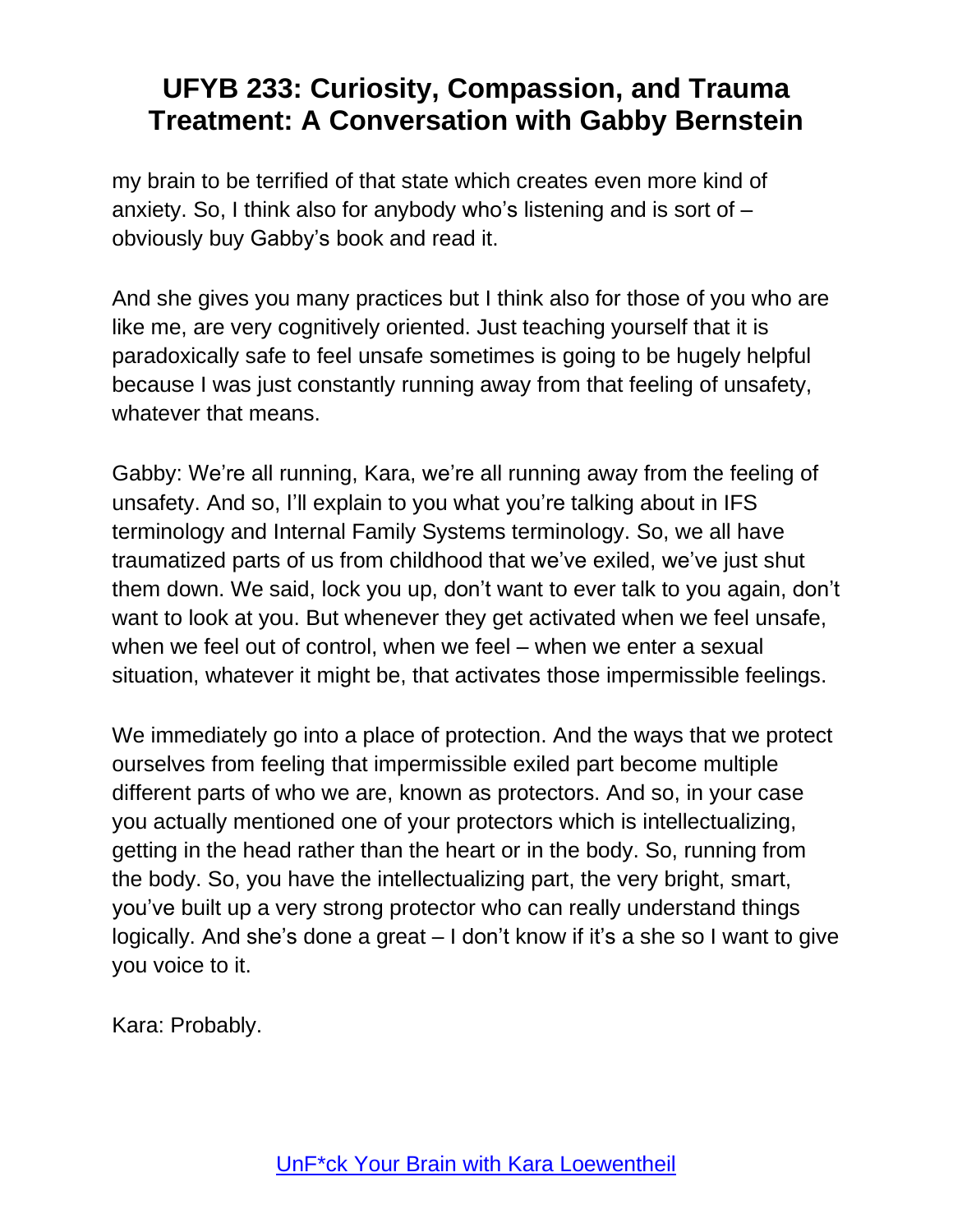my brain to be terrified of that state which creates even more kind of anxiety. So, I think also for anybody who's listening and is sort of – obviously buy Gabby's book and read it.

And she gives you many practices but I think also for those of you who are like me, are very cognitively oriented. Just teaching yourself that it is paradoxically safe to feel unsafe sometimes is going to be hugely helpful because I was just constantly running away from that feeling of unsafety, whatever that means.

Gabby: We're all running, Kara, we're all running away from the feeling of unsafety. And so, I'll explain to you what you're talking about in IFS terminology and Internal Family Systems terminology. So, we all have traumatized parts of us from childhood that we've exiled, we've just shut them down. We said, lock you up, don't want to ever talk to you again, don't want to look at you. But whenever they get activated when we feel unsafe, when we feel out of control, when we feel – when we enter a sexual situation, whatever it might be, that activates those impermissible feelings.

We immediately go into a place of protection. And the ways that we protect ourselves from feeling that impermissible exiled part become multiple different parts of who we are, known as protectors. And so, in your case you actually mentioned one of your protectors which is intellectualizing, getting in the head rather than the heart or in the body. So, running from the body. So, you have the intellectualizing part, the very bright, smart, you've built up a very strong protector who can really understand things logically. And she's done a great – I don't know if it's a she so I want to give you voice to it.

Kara: Probably.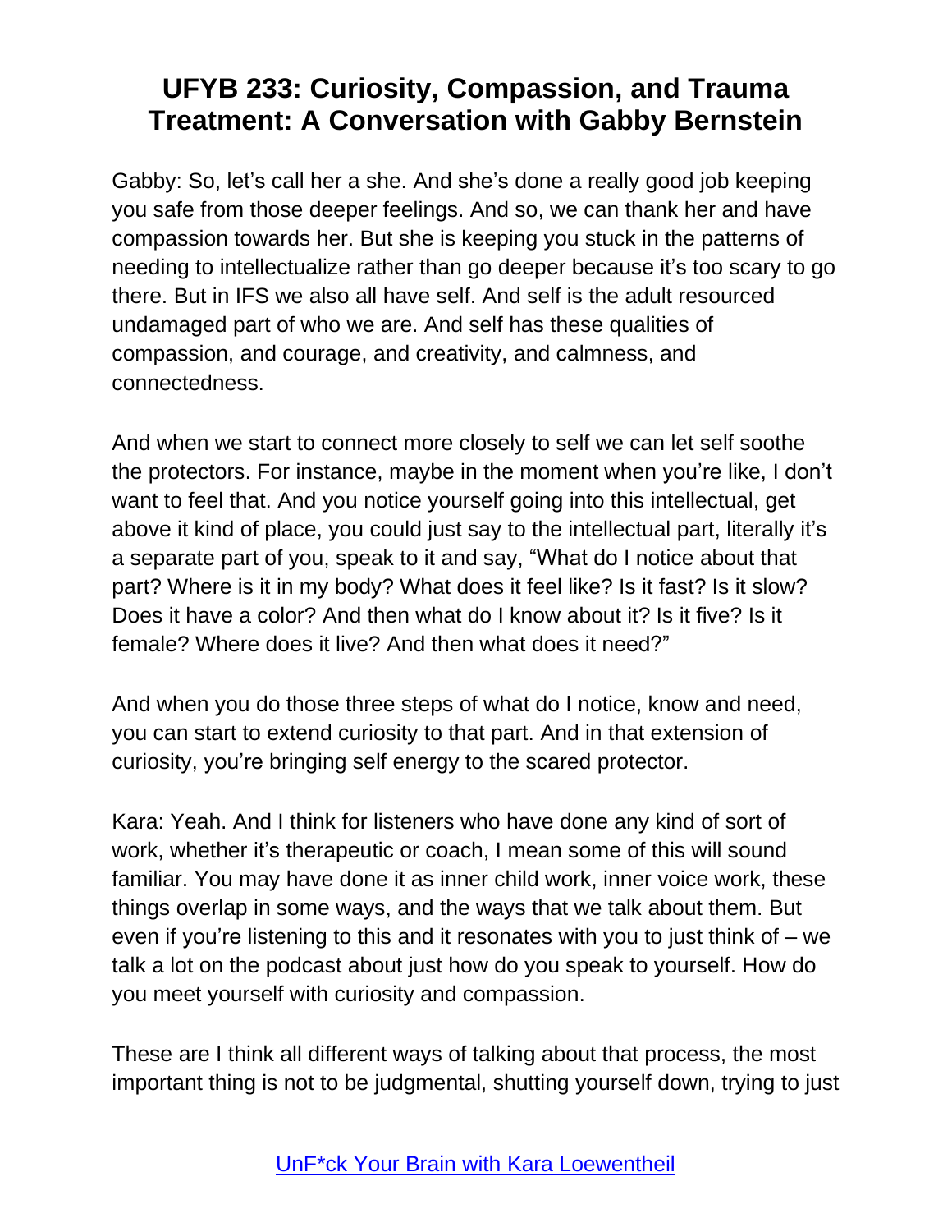Gabby: So, let's call her a she. And she's done a really good job keeping you safe from those deeper feelings. And so, we can thank her and have compassion towards her. But she is keeping you stuck in the patterns of needing to intellectualize rather than go deeper because it's too scary to go there. But in IFS we also all have self. And self is the adult resourced undamaged part of who we are. And self has these qualities of compassion, and courage, and creativity, and calmness, and connectedness.

And when we start to connect more closely to self we can let self soothe the protectors. For instance, maybe in the moment when you're like, I don't want to feel that. And you notice yourself going into this intellectual, get above it kind of place, you could just say to the intellectual part, literally it's a separate part of you, speak to it and say, "What do I notice about that part? Where is it in my body? What does it feel like? Is it fast? Is it slow? Does it have a color? And then what do I know about it? Is it five? Is it female? Where does it live? And then what does it need?"

And when you do those three steps of what do I notice, know and need, you can start to extend curiosity to that part. And in that extension of curiosity, you're bringing self energy to the scared protector.

Kara: Yeah. And I think for listeners who have done any kind of sort of work, whether it's therapeutic or coach, I mean some of this will sound familiar. You may have done it as inner child work, inner voice work, these things overlap in some ways, and the ways that we talk about them. But even if you're listening to this and it resonates with you to just think of – we talk a lot on the podcast about just how do you speak to yourself. How do you meet yourself with curiosity and compassion.

These are I think all different ways of talking about that process, the most important thing is not to be judgmental, shutting yourself down, trying to just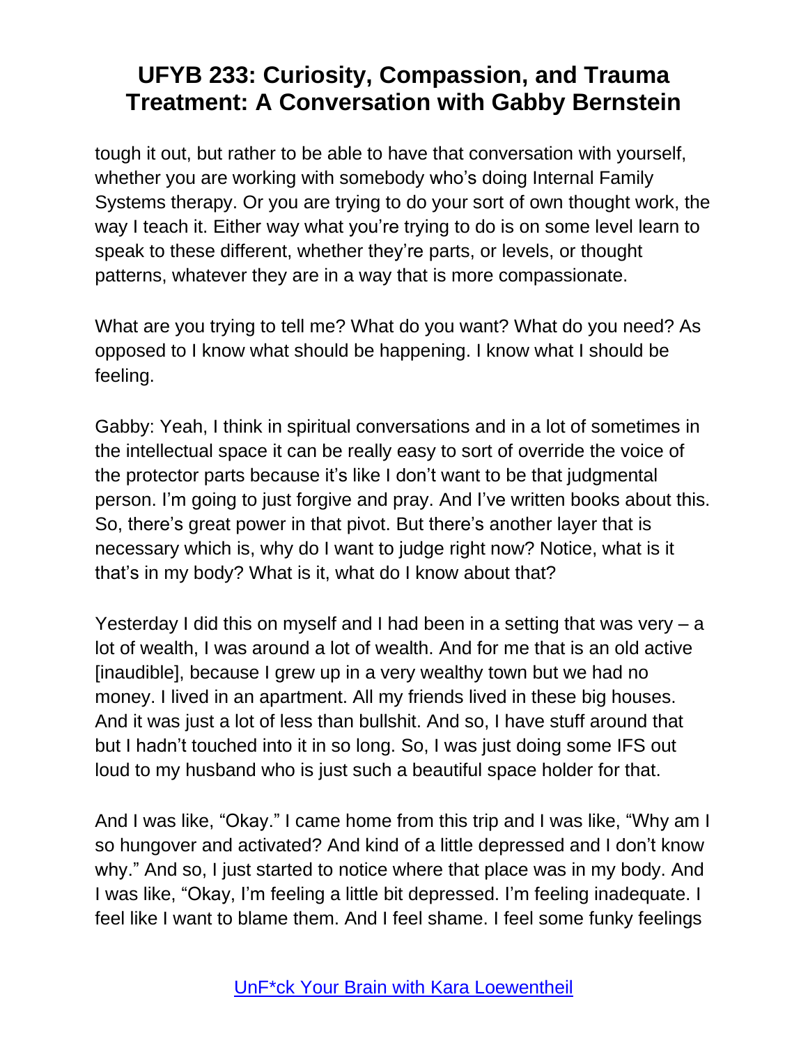tough it out, but rather to be able to have that conversation with yourself, whether you are working with somebody who's doing Internal Family Systems therapy. Or you are trying to do your sort of own thought work, the way I teach it. Either way what you're trying to do is on some level learn to speak to these different, whether they're parts, or levels, or thought patterns, whatever they are in a way that is more compassionate.

What are you trying to tell me? What do you want? What do you need? As opposed to I know what should be happening. I know what I should be feeling.

Gabby: Yeah, I think in spiritual conversations and in a lot of sometimes in the intellectual space it can be really easy to sort of override the voice of the protector parts because it's like I don't want to be that judgmental person. I'm going to just forgive and pray. And I've written books about this. So, there's great power in that pivot. But there's another layer that is necessary which is, why do I want to judge right now? Notice, what is it that's in my body? What is it, what do I know about that?

Yesterday I did this on myself and I had been in a setting that was very – a lot of wealth, I was around a lot of wealth. And for me that is an old active [inaudible], because I grew up in a very wealthy town but we had no money. I lived in an apartment. All my friends lived in these big houses. And it was just a lot of less than bullshit. And so, I have stuff around that but I hadn't touched into it in so long. So, I was just doing some IFS out loud to my husband who is just such a beautiful space holder for that.

And I was like, "Okay." I came home from this trip and I was like, "Why am I so hungover and activated? And kind of a little depressed and I don't know why." And so, I just started to notice where that place was in my body. And I was like, "Okay, I'm feeling a little bit depressed. I'm feeling inadequate. I feel like I want to blame them. And I feel shame. I feel some funky feelings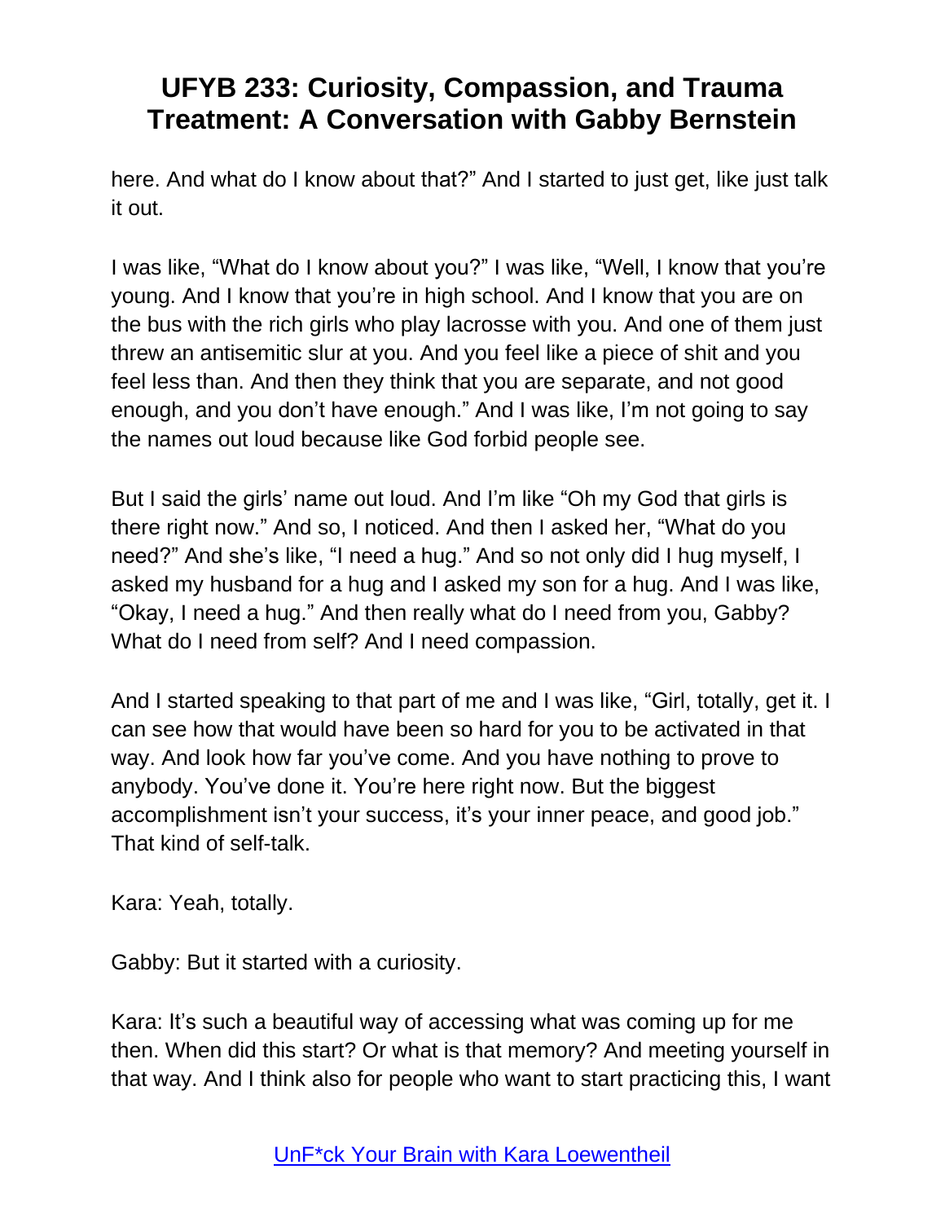here. And what do I know about that?" And I started to just get, like just talk it out.

I was like, "What do I know about you?" I was like, "Well, I know that you're young. And I know that you're in high school. And I know that you are on the bus with the rich girls who play lacrosse with you. And one of them just threw an antisemitic slur at you. And you feel like a piece of shit and you feel less than. And then they think that you are separate, and not good enough, and you don't have enough." And I was like, I'm not going to say the names out loud because like God forbid people see.

But I said the girls' name out loud. And I'm like "Oh my God that girls is there right now." And so, I noticed. And then I asked her, "What do you need?" And she's like, "I need a hug." And so not only did I hug myself, I asked my husband for a hug and I asked my son for a hug. And I was like, "Okay, I need a hug." And then really what do I need from you, Gabby? What do I need from self? And I need compassion.

And I started speaking to that part of me and I was like, "Girl, totally, get it. I can see how that would have been so hard for you to be activated in that way. And look how far you've come. And you have nothing to prove to anybody. You've done it. You're here right now. But the biggest accomplishment isn't your success, it's your inner peace, and good job." That kind of self-talk.

Kara: Yeah, totally.

Gabby: But it started with a curiosity.

Kara: It's such a beautiful way of accessing what was coming up for me then. When did this start? Or what is that memory? And meeting yourself in that way. And I think also for people who want to start practicing this, I want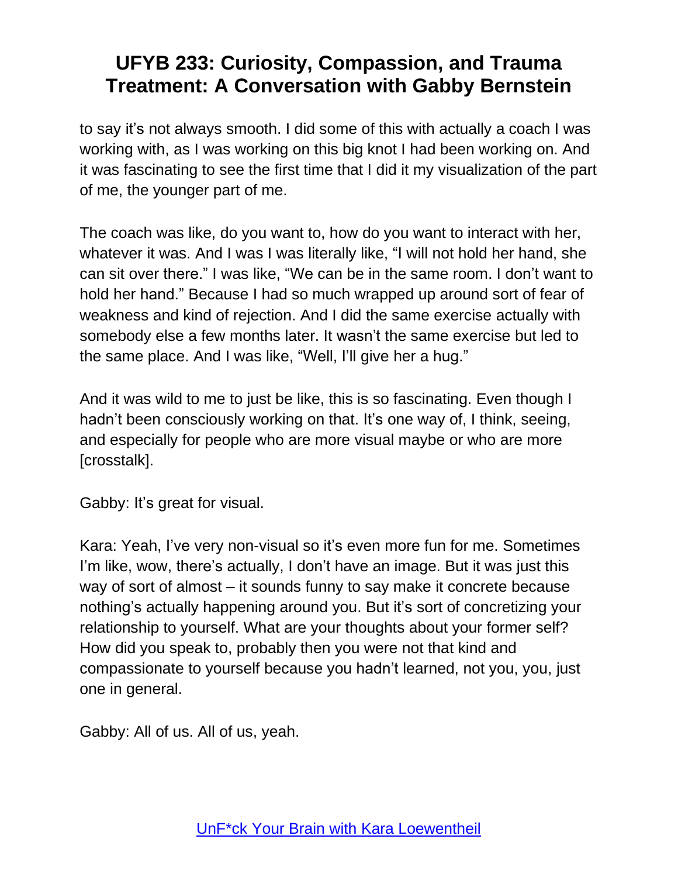to say it's not always smooth. I did some of this with actually a coach I was working with, as I was working on this big knot I had been working on. And it was fascinating to see the first time that I did it my visualization of the part of me, the younger part of me.

The coach was like, do you want to, how do you want to interact with her, whatever it was. And I was I was literally like, "I will not hold her hand, she can sit over there." I was like, "We can be in the same room. I don't want to hold her hand." Because I had so much wrapped up around sort of fear of weakness and kind of rejection. And I did the same exercise actually with somebody else a few months later. It wasn't the same exercise but led to the same place. And I was like, "Well, I'll give her a hug."

And it was wild to me to just be like, this is so fascinating. Even though I hadn't been consciously working on that. It's one way of, I think, seeing, and especially for people who are more visual maybe or who are more [crosstalk].

Gabby: It's great for visual.

Kara: Yeah, I've very non-visual so it's even more fun for me. Sometimes I'm like, wow, there's actually, I don't have an image. But it was just this way of sort of almost – it sounds funny to say make it concrete because nothing's actually happening around you. But it's sort of concretizing your relationship to yourself. What are your thoughts about your former self? How did you speak to, probably then you were not that kind and compassionate to yourself because you hadn't learned, not you, you, just one in general.

Gabby: All of us. All of us, yeah.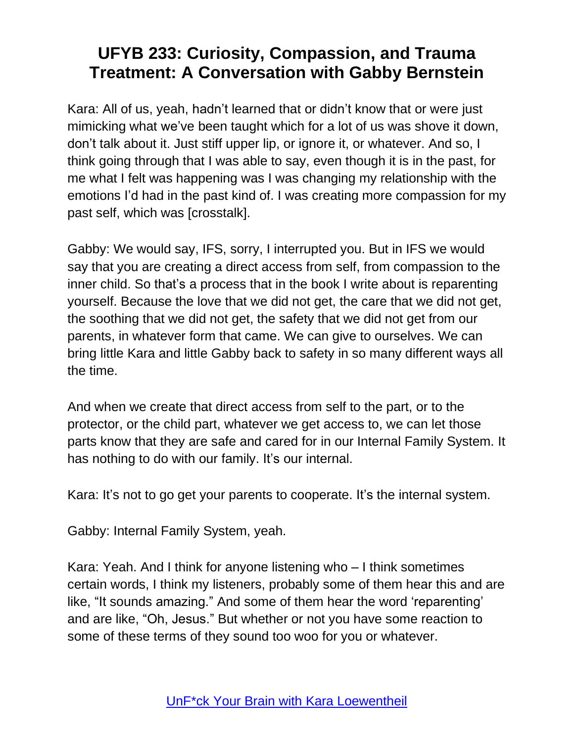Kara: All of us, yeah, hadn't learned that or didn't know that or were just mimicking what we've been taught which for a lot of us was shove it down, don't talk about it. Just stiff upper lip, or ignore it, or whatever. And so, I think going through that I was able to say, even though it is in the past, for me what I felt was happening was I was changing my relationship with the emotions I'd had in the past kind of. I was creating more compassion for my past self, which was [crosstalk].

Gabby: We would say, IFS, sorry, I interrupted you. But in IFS we would say that you are creating a direct access from self, from compassion to the inner child. So that's a process that in the book I write about is reparenting yourself. Because the love that we did not get, the care that we did not get, the soothing that we did not get, the safety that we did not get from our parents, in whatever form that came. We can give to ourselves. We can bring little Kara and little Gabby back to safety in so many different ways all the time.

And when we create that direct access from self to the part, or to the protector, or the child part, whatever we get access to, we can let those parts know that they are safe and cared for in our Internal Family System. It has nothing to do with our family. It's our internal.

Kara: It's not to go get your parents to cooperate. It's the internal system.

Gabby: Internal Family System, yeah.

Kara: Yeah. And I think for anyone listening who – I think sometimes certain words, I think my listeners, probably some of them hear this and are like, "It sounds amazing." And some of them hear the word 'reparenting' and are like, "Oh, Jesus." But whether or not you have some reaction to some of these terms of they sound too woo for you or whatever.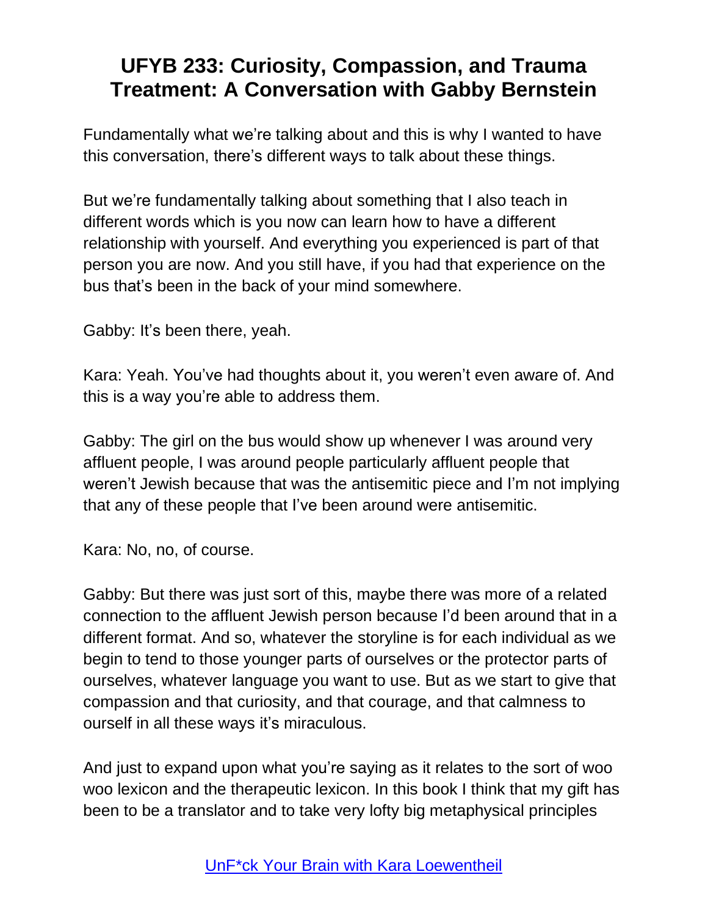Fundamentally what we're talking about and this is why I wanted to have this conversation, there's different ways to talk about these things.

But we're fundamentally talking about something that I also teach in different words which is you now can learn how to have a different relationship with yourself. And everything you experienced is part of that person you are now. And you still have, if you had that experience on the bus that's been in the back of your mind somewhere.

Gabby: It's been there, yeah.

Kara: Yeah. You've had thoughts about it, you weren't even aware of. And this is a way you're able to address them.

Gabby: The girl on the bus would show up whenever I was around very affluent people, I was around people particularly affluent people that weren't Jewish because that was the antisemitic piece and I'm not implying that any of these people that I've been around were antisemitic.

Kara: No, no, of course.

Gabby: But there was just sort of this, maybe there was more of a related connection to the affluent Jewish person because I'd been around that in a different format. And so, whatever the storyline is for each individual as we begin to tend to those younger parts of ourselves or the protector parts of ourselves, whatever language you want to use. But as we start to give that compassion and that curiosity, and that courage, and that calmness to ourself in all these ways it's miraculous.

And just to expand upon what you're saying as it relates to the sort of woo woo lexicon and the therapeutic lexicon. In this book I think that my gift has been to be a translator and to take very lofty big metaphysical principles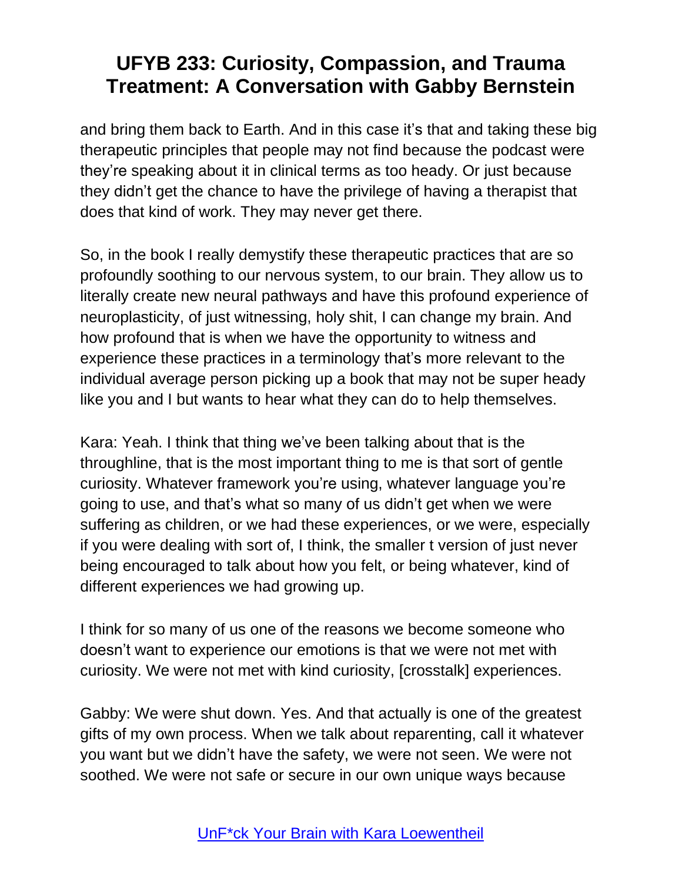and bring them back to Earth. And in this case it's that and taking these big therapeutic principles that people may not find because the podcast were they're speaking about it in clinical terms as too heady. Or just because they didn't get the chance to have the privilege of having a therapist that does that kind of work. They may never get there.

So, in the book I really demystify these therapeutic practices that are so profoundly soothing to our nervous system, to our brain. They allow us to literally create new neural pathways and have this profound experience of neuroplasticity, of just witnessing, holy shit, I can change my brain. And how profound that is when we have the opportunity to witness and experience these practices in a terminology that's more relevant to the individual average person picking up a book that may not be super heady like you and I but wants to hear what they can do to help themselves.

Kara: Yeah. I think that thing we've been talking about that is the throughline, that is the most important thing to me is that sort of gentle curiosity. Whatever framework you're using, whatever language you're going to use, and that's what so many of us didn't get when we were suffering as children, or we had these experiences, or we were, especially if you were dealing with sort of, I think, the smaller t version of just never being encouraged to talk about how you felt, or being whatever, kind of different experiences we had growing up.

I think for so many of us one of the reasons we become someone who doesn't want to experience our emotions is that we were not met with curiosity. We were not met with kind curiosity, [crosstalk] experiences.

Gabby: We were shut down. Yes. And that actually is one of the greatest gifts of my own process. When we talk about reparenting, call it whatever you want but we didn't have the safety, we were not seen. We were not soothed. We were not safe or secure in our own unique ways because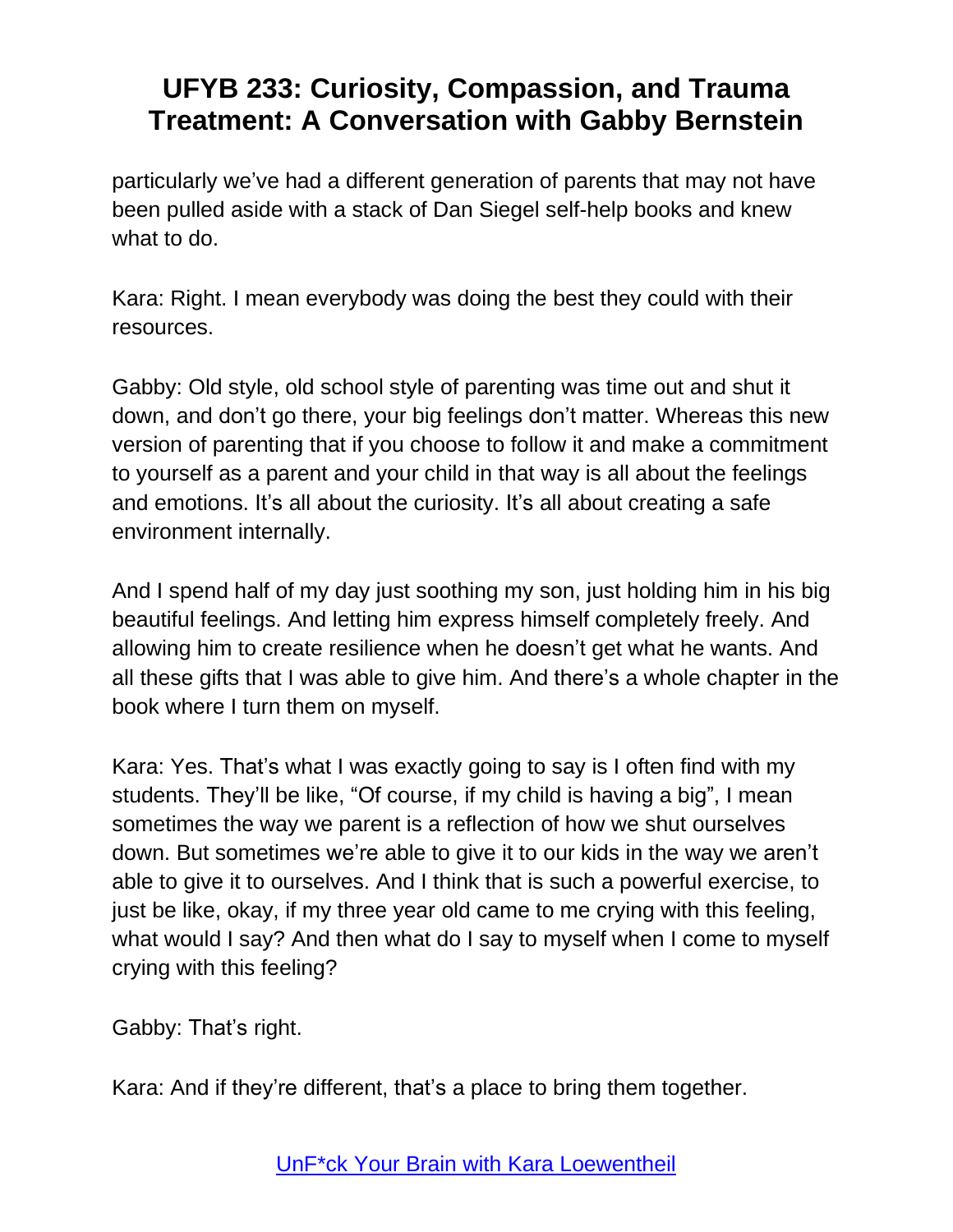particularly we've had a different generation of parents that may not have been pulled aside with a stack of Dan Siegel self-help books and knew what to do.

Kara: Right. I mean everybody was doing the best they could with their resources.

Gabby: Old style, old school style of parenting was time out and shut it down, and don't go there, your big feelings don't matter. Whereas this new version of parenting that if you choose to follow it and make a commitment to yourself as a parent and your child in that way is all about the feelings and emotions. It's all about the curiosity. It's all about creating a safe environment internally.

And I spend half of my day just soothing my son, just holding him in his big beautiful feelings. And letting him express himself completely freely. And allowing him to create resilience when he doesn't get what he wants. And all these gifts that I was able to give him. And there's a whole chapter in the book where I turn them on myself.

Kara: Yes. That's what I was exactly going to say is I often find with my students. They'll be like, "Of course, if my child is having a big", I mean sometimes the way we parent is a reflection of how we shut ourselves down. But sometimes we're able to give it to our kids in the way we aren't able to give it to ourselves. And I think that is such a powerful exercise, to just be like, okay, if my three year old came to me crying with this feeling, what would I say? And then what do I say to myself when I come to myself crying with this feeling?

Gabby: That's right.

Kara: And if they're different, that's a place to bring them together.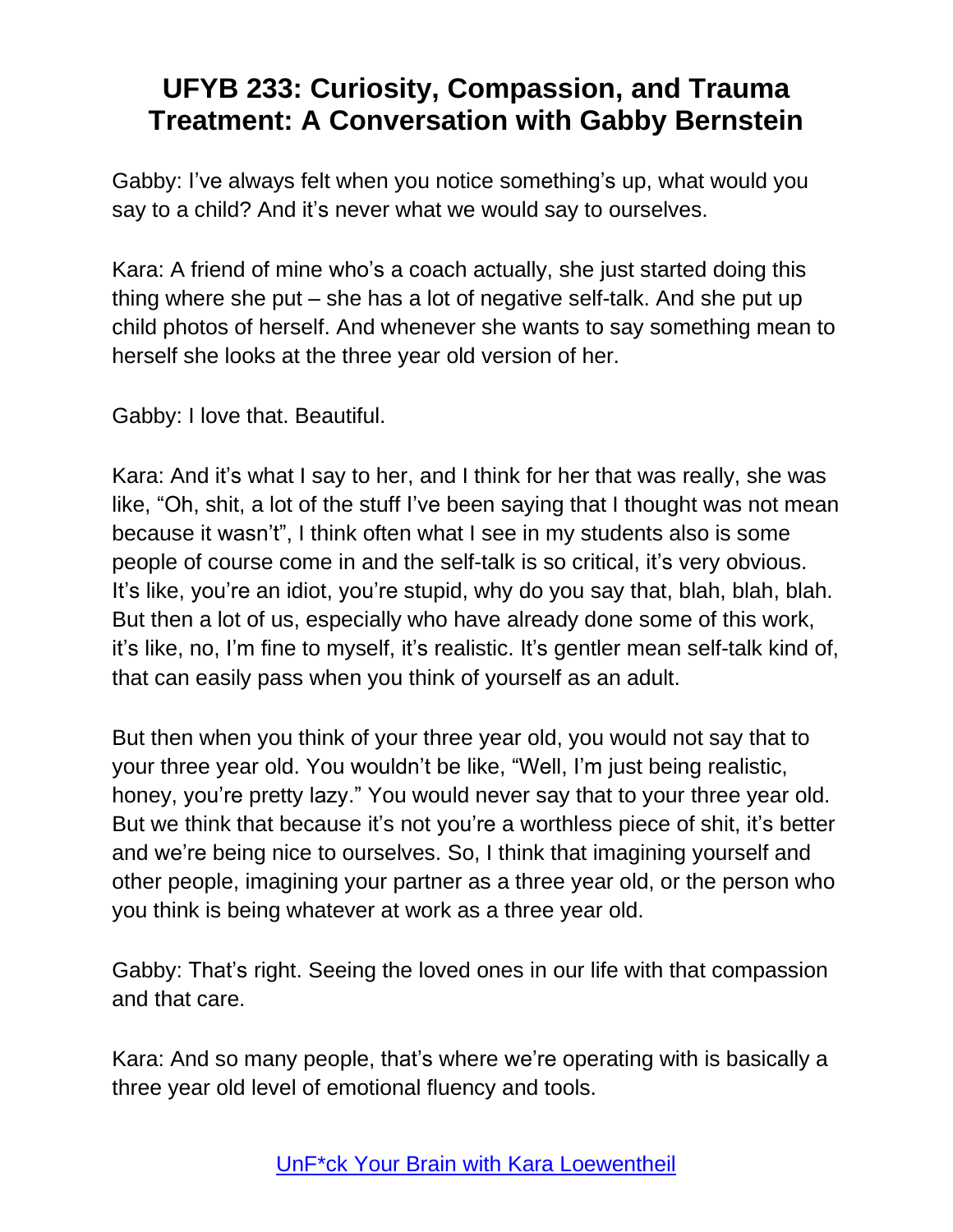# UFYB 233: Curiosity, Compassion, and Trauma Treatment: A Conversation with Gabby Bernstein

Gabby: I've always felt when you notice something's up, what would you say to a child? And it's never what we would say to ourselves.

Kara: A friend of mine who's a coach actually, she just started doing this thing where she put – she has a lot of negative self-talk. And she put up child photos of herself. And whenever she wants to say something mean to herself she looks at the three year old version of her.

Gabby: I love that. Beautiful.

Kara: And it's what I say to her, and I think for her that was really, she was like, "Oh, shit, a lot of the stuff I've been saying that I thought was not mean because it wasn't", I think often what I see in my students also is some people of course come in and the self-talk is so critical, it's very obvious. It's like, you're an idiot, you're stupid, why do you say that, blah, blah, blah. But then a lot of us, especially who have already done some of this work, it's like, no, I'm fine to myself, it's realistic. It's gentler mean self-talk kind of, that can easily pass when you think of yourself as an adult.

But then when you think of your three year old, you would not say that to your three year old. You wouldn't be like, "Well, I'm just being realistic, honey, you're pretty lazy." You would never say that to your three year old. But we think that because it's not you're a worthless piece of shit, it's better and we're being nice to ourselves. So, I think that imagining yourself and other people, imagining your partner as a three year old, or the person who you think is being whatever at work as a three year old.

Gabby: That's right. Seeing the loved ones in our life with that compassion and that care.

Kara: And so many people, that's where we're operating with is basically a three year old level of emotional fluency and tools.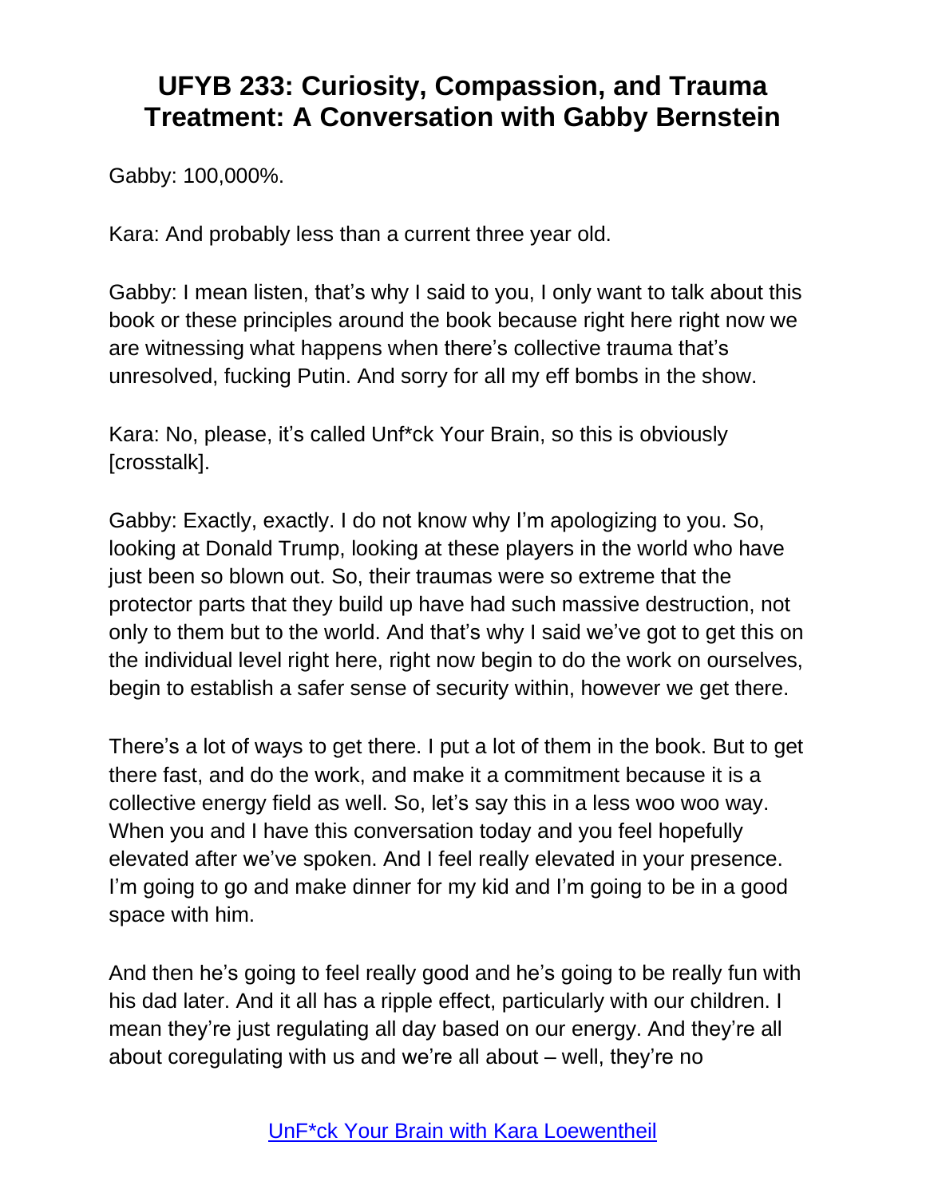Gabby: 100,000%.

Kara: And probably less than a current three year old.

Gabby: I mean listen, that's why I said to you, I only want to talk about this book or these principles around the book because right here right now we are witnessing what happens when there's collective trauma that's unresolved, fucking Putin. And sorry for all my eff bombs in the show.

Kara: No, please, it's called Unf*ck Your Brain, so this is obviously [crosstalk].

Gabby: Exactly, exactly. I do not know why I'm apologizing to you. So, looking at Donald Trump, looking at these players in the world who have just been so blown out. So, their traumas were so extreme that the protector parts that they build up have had such massive destruction, not only to them but to the world. And that's why I said we've got to get this on the individual level right here, right now begin to do the work on ourselves, begin to establish a safer sense of security within, however we get there.

There's a lot of ways to get there. I put a lot of them in the book. But to get there fast, and do the work, and make it a commitment because it is a collective energy field as well. So, let's say this in a less woo woo way. When you and I have this conversation today and you feel hopefully elevated after we've spoken. And I feel really elevated in your presence. I'm going to go and make dinner for my kid and I'm going to be in a good space with him.

And then he's going to feel really good and he's going to be really fun with his dad later. And it all has a ripple effect, particularly with our children. I mean they're just regulating all day based on our energy. And they're all about coregulating with us and we're all about – well, they're no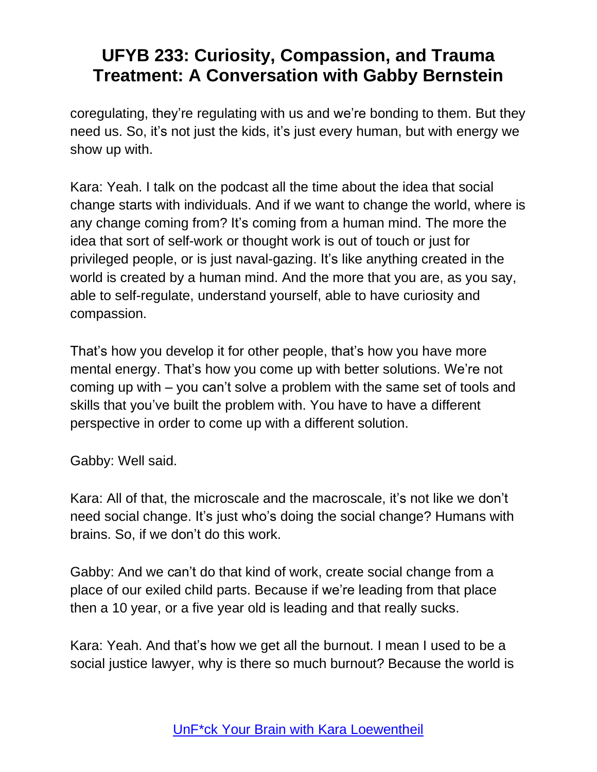coregulating, they're regulating with us and we're bonding to them. But they need us. So, it's not just the kids, it's just every human, but with energy we show up with.

Kara: Yeah. I talk on the podcast all the time about the idea that social change starts with individuals. And if we want to change the world, where is any change coming from? It's coming from a human mind. The more the idea that sort of self-work or thought work is out of touch or just for privileged people, or is just naval-gazing. It's like anything created in the world is created by a human mind. And the more that you are, as you say, able to self-regulate, understand yourself, able to have curiosity and compassion.

That's how you develop it for other people, that's how you have more mental energy. That's how you come up with better solutions. We're not coming up with – you can't solve a problem with the same set of tools and skills that you've built the problem with. You have to have a different perspective in order to come up with a different solution.

Gabby: Well said.

Kara: All of that, the microscale and the macroscale, it's not like we don't need social change. It's just who's doing the social change? Humans with brains. So, if we don't do this work.

Gabby: And we can't do that kind of work, create social change from a place of our exiled child parts. Because if we're leading from that place then a 10 year, or a five year old is leading and that really sucks.

Kara: Yeah. And that's how we get all the burnout. I mean I used to be a social justice lawyer, why is there so much burnout? Because the world is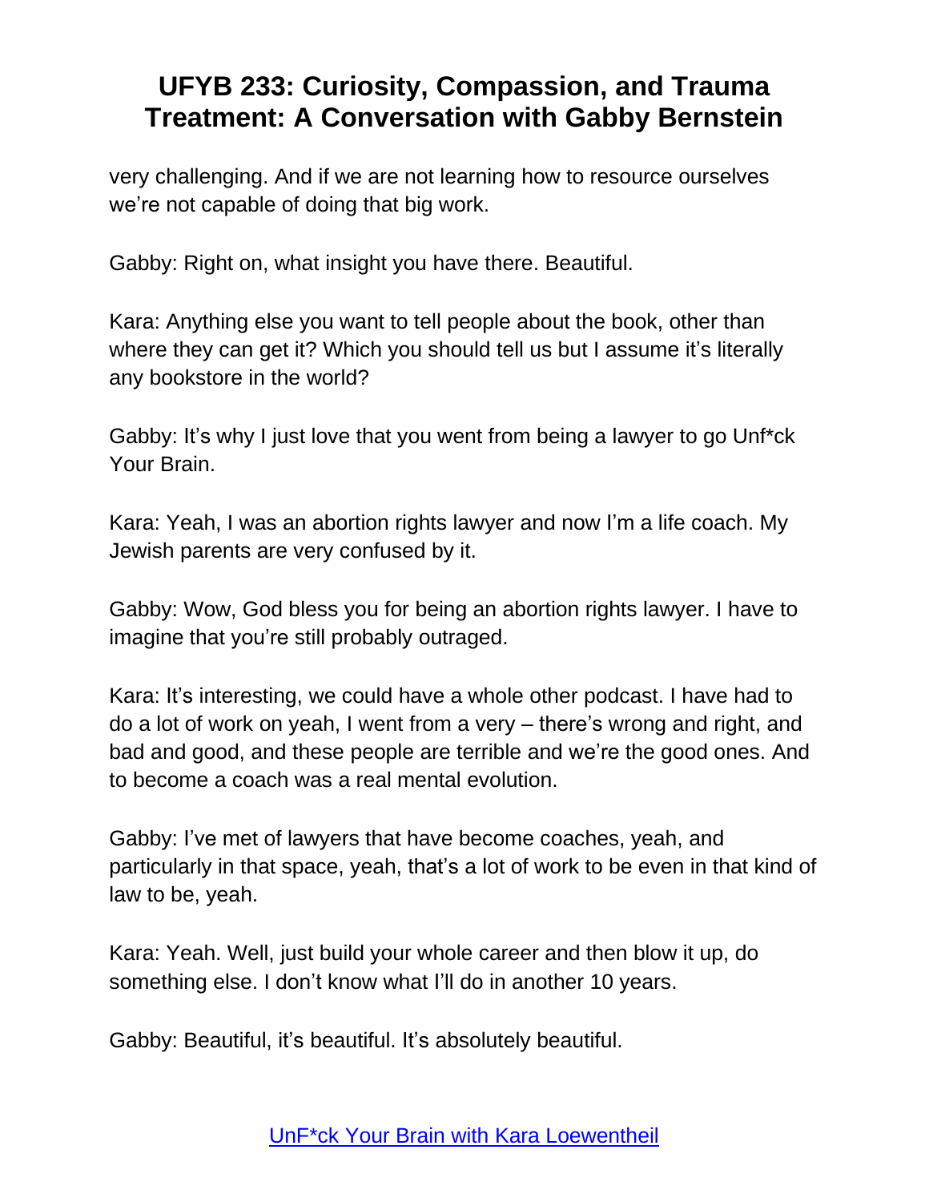very challenging. And if we are not learning how to resource ourselves we're not capable of doing that big work.

Gabby: Right on, what insight you have there. Beautiful.

Kara: Anything else you want to tell people about the book, other than where they can get it? Which you should tell us but I assume it's literally any bookstore in the world?

Gabby: It's why I just love that you went from being a lawyer to go Unf*ck Your Brain.

Kara: Yeah, I was an abortion rights lawyer and now I'm a life coach. My Jewish parents are very confused by it.

Gabby: Wow, God bless you for being an abortion rights lawyer. I have to imagine that you're still probably outraged.

Kara: It's interesting, we could have a whole other podcast. I have had to do a lot of work on yeah, I went from a very – there's wrong and right, and bad and good, and these people are terrible and we're the good ones. And to become a coach was a real mental evolution.

Gabby: I've met of lawyers that have become coaches, yeah, and particularly in that space, yeah, that's a lot of work to be even in that kind of law to be, yeah.

Kara: Yeah. Well, just build your whole career and then blow it up, do something else. I don't know what I'll do in another 10 years.

Gabby: Beautiful, it's beautiful. It's absolutely beautiful.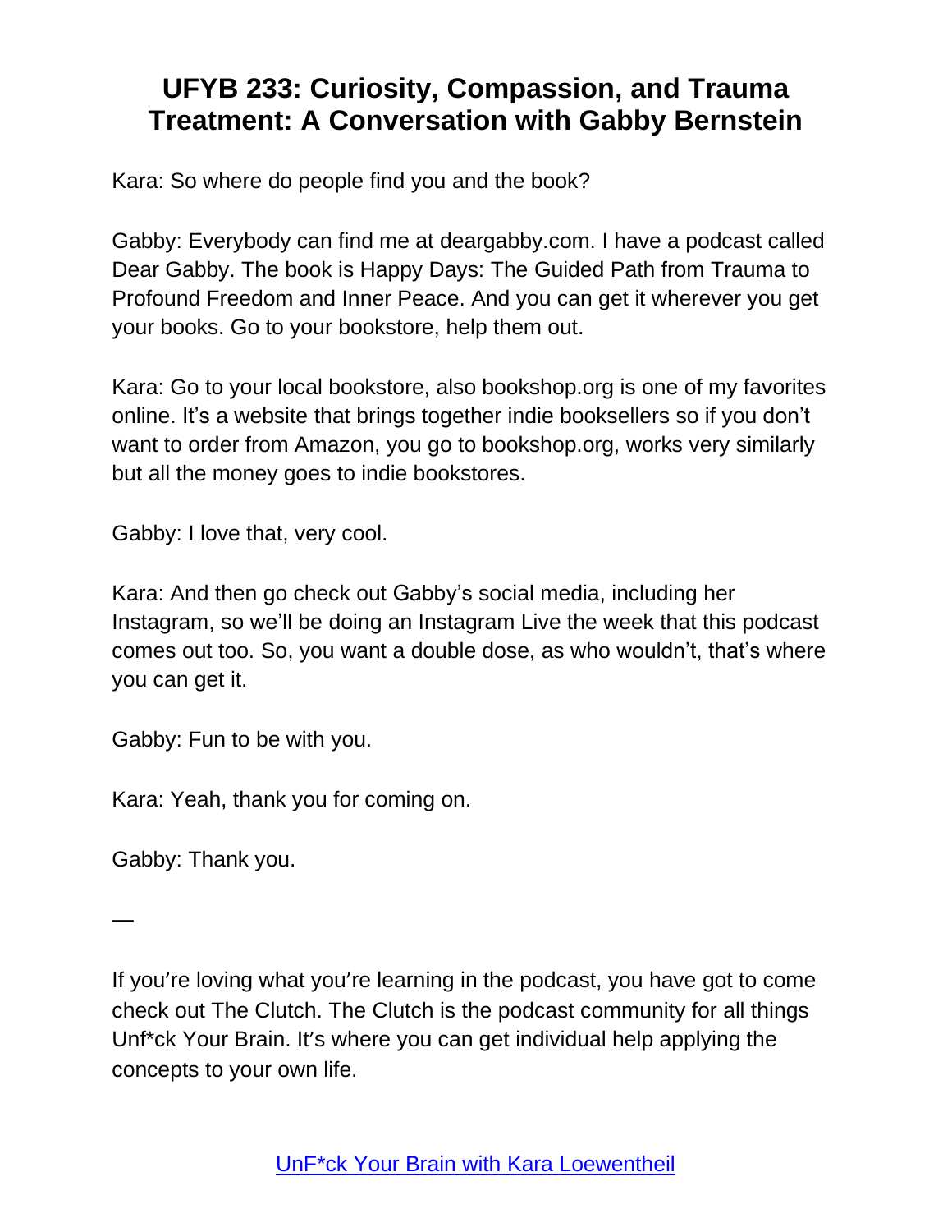Kara: So where do people find you and the book?

Gabby: Everybody can find me at deargabby.com. I have a podcast called Dear Gabby. The book is Happy Days: The Guided Path from Trauma to Profound Freedom and Inner Peace. And you can get it wherever you get your books. Go to your bookstore, help them out.

Kara: Go to your local bookstore, also bookshop.org is one of my favorites online. It's a website that brings together indie booksellers so if you don't want to order from Amazon, you go to bookshop.org, works very similarly but all the money goes to indie bookstores.

Gabby: I love that, very cool.

Kara: And then go check out Gabby's social media, including her Instagram, so we'll be doing an Instagram Live the week that this podcast comes out too. So, you want a double dose, as who wouldn't, that's where you can get it.

Gabby: Fun to be with you.

Kara: Yeah, thank you for coming on.

Gabby: Thank you.

—

If you're loving what you're learning in the podcast, you have got to come check out The Clutch. The Clutch is the podcast community for all things Unf*ck Your Brain. It's where you can get individual help applying the concepts to your own life.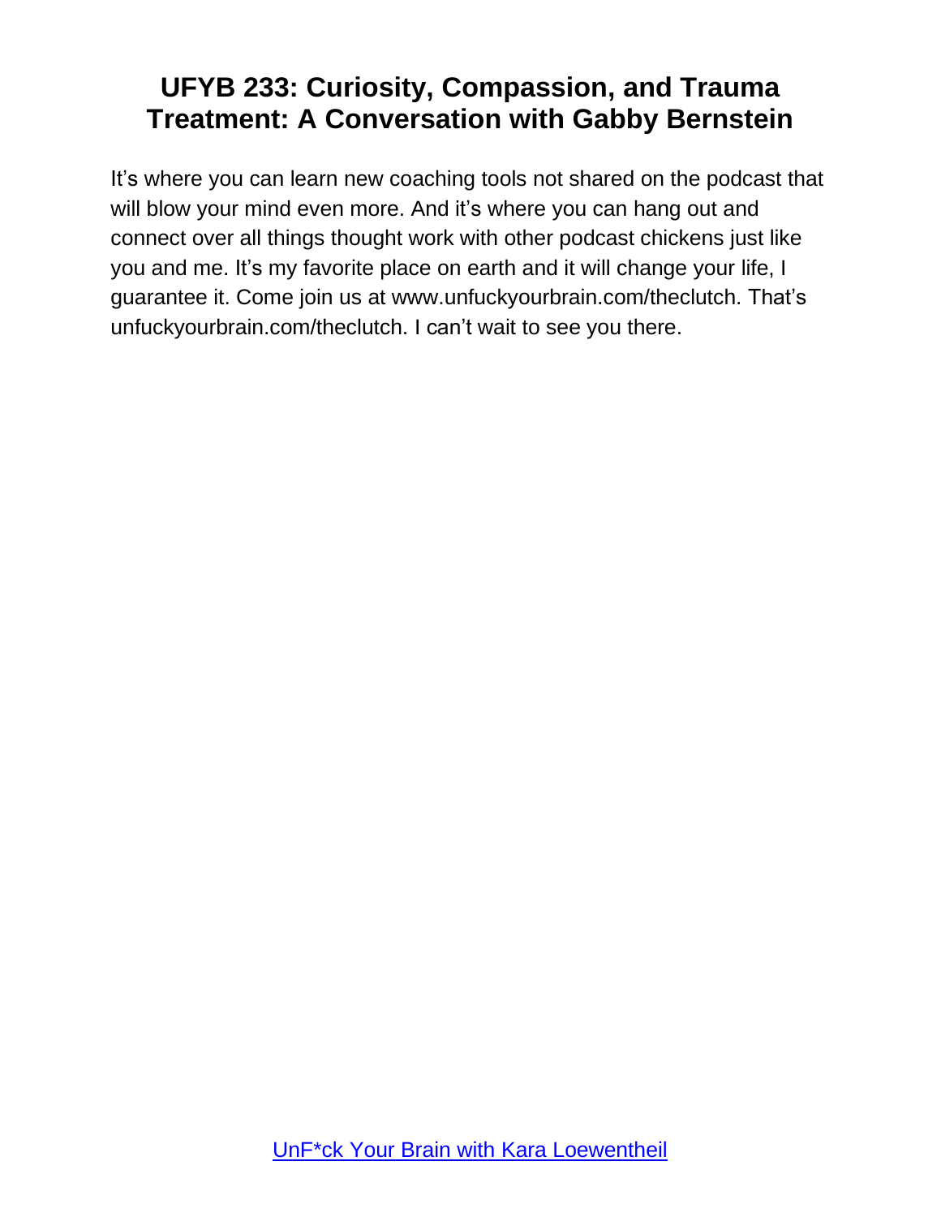It's where you can learn new coaching tools not shared on the podcast that will blow your mind even more. And it's where you can hang out and connect over all things thought work with other podcast chickens just like you and me. It's my favorite place on earth and it will change your life, I guarantee it. Come join us at www.unfuckyourbrain.com/theclutch. That's unfuckyourbrain.com/theclutch. I can't wait to see you there.